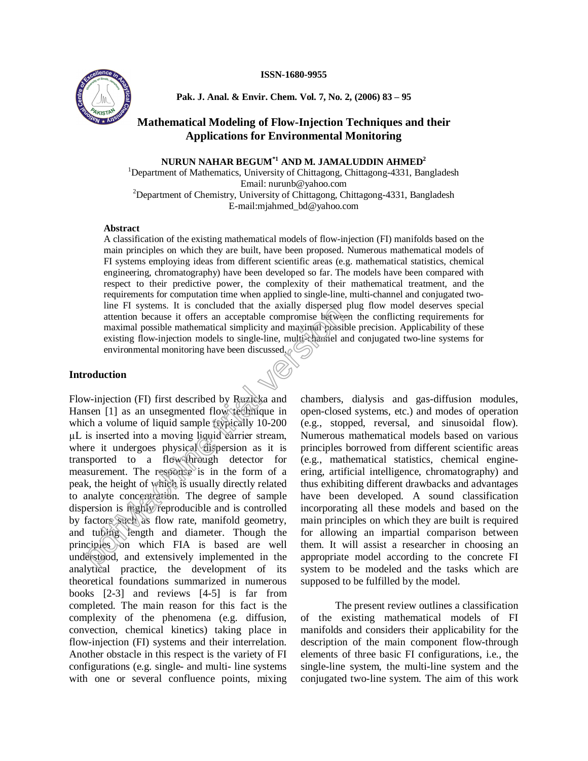ISSN-1680-9955

Pak. J. Anal. & Envir. Chem. Vol. 7, No. 2, (2006) 83 – 95

# Mathematical Modeling of Flow-Injection Techniques and their Applications for Environmental Monitoring

**NURUN NAHAR BEGUM[*1] AND M. JAMALUDDIN AHMED[2]**

[1]Department of Mathematics, University of Chittagong, Chittagong-4331, Bangladesh
Email: nurunb@yahoo.com

[2]Department of Chemistry, University of Chittagong, Chittagong-4331, Bangladesh
E-mail:mjahmed_bd@yahoo.com

## Abstract

A classification of the existing mathematical models of flow-injection (FI) manifolds based on the main principles on which they are built, have been proposed. Numerous mathematical models of FI systems employing ideas from different scientific areas (e.g. mathematical statistics, chemical engineering, chromatography) have been developed so far. The models have been compared with respect to their predictive power, the complexity of their mathematical treatment, and the requirements for computation time when applied to single-line, multi-channel and conjugated two-line FI systems. It is concluded that the axially dispersed plug flow model deserves special attention because it offers an acceptable compromise between the conflicting requirements for maximal possible mathematical simplicity and maximal possible precision. Applicability of these existing flow-injection models to single-line, multi-channel and conjugated two-line systems for environmental monitoring have been discussed.

## Introduction

Flow-injection (FI) first described by Ruzicka and Hansen [1] as an unsegmented flow technique in which a volume of liquid sample (typically 10-200 μL is inserted into a moving liquid carrier stream, where it undergoes physical dispersion as it is transported to a flow-through detector for measurement. The response is in the form of a peak, the height of which is usually directly related to analyte concentration. The degree of sample dispersion is highly reproducible and is controlled by factors such as flow rate, manifold geometry, and tubing length and diameter. Though the principles on which FIA is based are well understood, and extensively implemented in the analytical practice, the development of its theoretical foundations summarized in numerous books [2-3] and reviews [4-5] is far from completed. The main reason for this fact is the complexity of the phenomena (e.g. diffusion, convection, chemical kinetics) taking place in flow-injection (FI) systems and their interrelation. Another obstacle in this respect is the variety of FI configurations (e.g. single- and multi- line systems with one or several confluence points, mixing chambers, dialysis and gas-diffusion modules, open-closed systems, etc.) and modes of operation (e.g., stopped, reversal, and sinusoidal flow). Numerous mathematical models based on various principles borrowed from different scientific areas (e.g., mathematical statistics, chemical engineering, artificial intelligence, chromatography) and thus exhibiting different drawbacks and advantages have been developed. A sound classification incorporating all these models and based on the main principles on which they are built is required for allowing an impartial comparison between them. It will assist a researcher in choosing an appropriate model according to the concrete FI system to be modeled and the tasks which are supposed to be fulfilled by the model.

The present review outlines a classification of the existing mathematical models of FI manifolds and considers their applicability for the description of the main component flow-through elements of three basic FI configurations, i.e., the single-line system, the multi-line system and the conjugated two-line system. The aim of this work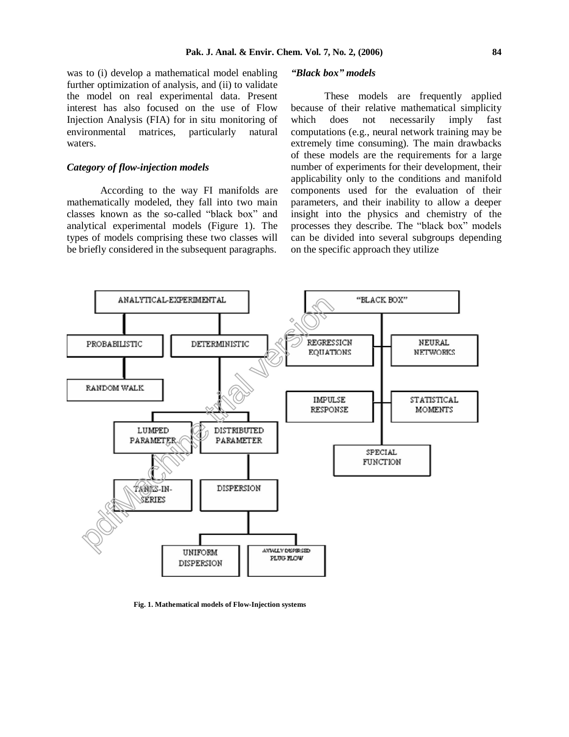was to (i) develop a mathematical model enabling further optimization of analysis, and (ii) to validate the model on real experimental data. Present interest has also focused on the use of Flow Injection Analysis (FIA) for in situ monitoring of environmental matrices, particularly natural waters.

### *Category of flow-injection models*

According to the way FI manifolds are mathematically modeled, they fall into two main classes known as the so-called "black box" and analytical experimental models (Figure 1). The types of models comprising these two classes will be briefly considered in the subsequent paragraphs.

### *"Black box" models*

These models are frequently applied because of their relative mathematical simplicity which does not necessarily imply fast computations (e.g., neural network training may be extremely time consuming). The main drawbacks of these models are the requirements for a large number of experiments for their development, their applicability only to the conditions and manifold components used for the evaluation of their parameters, and their inability to allow a deeper insight into the physics and chemistry of the processes they describe. The "black box" models can be divided into several subgroups depending on the specific approach they utilize

ANALYTICAL-EXPERIMENTAL
PROBABILISTIC
RANDOM WALK
DETERMINISTIC
LUMPED PARAMETER
TANKS-IN-SERIES
DISTRIBUTED PARAMETER
DISPERSION
UNIFORM DISPERSION
AXIALLY DISPERSED PLUG FLOW
"BLACK BOX"
REGRESSION EQUATIONS
NEURAL NETWORKS
IMPULSE RESPONSE
STATISTICAL MOMENTS
SPECIAL FUNCTION

**Fig. 1. Mathematical models of Flow-Injection systems**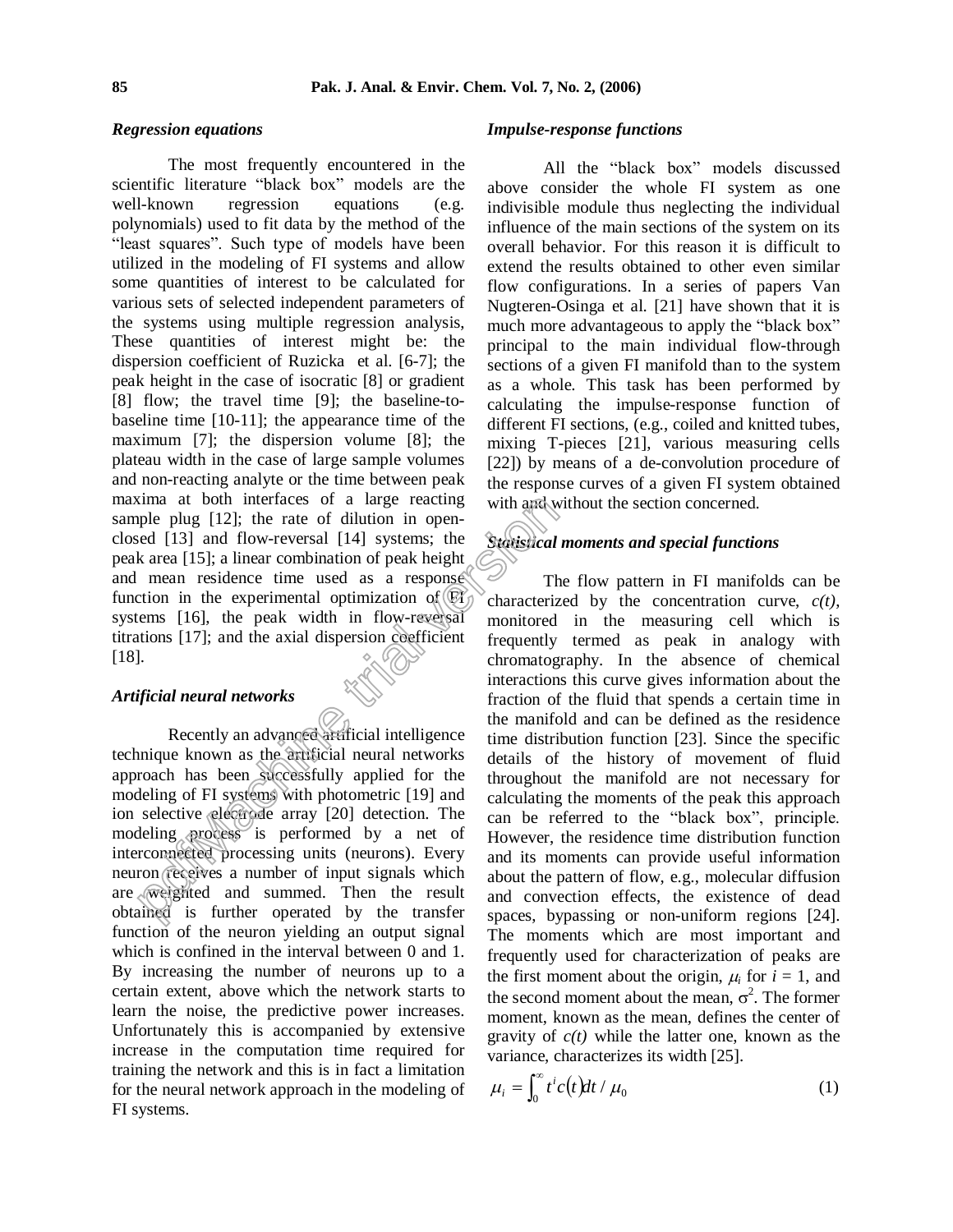### *Regression equations*

The most frequently encountered in the scientific literature "black box" models are the well-known regression equations (e.g. polynomials) used to fit data by the method of the "least squares". Such type of models have been utilized in the modeling of FI systems and allow some quantities of interest to be calculated for various sets of selected independent parameters of the systems using multiple regression analysis, These quantities of interest might be: the dispersion coefficient of Ruzicka et al. [6-7]; the peak height in the case of isocratic [8] or gradient [8] flow; the travel time [9]; the baseline-to-baseline time [10-11]; the appearance time of the maximum [7]; the dispersion volume [8]; the plateau width in the case of large sample volumes and non-reacting analyte or the time between peak maxima at both interfaces of a large reacting sample plug [12]; the rate of dilution in open-closed [13] and flow-reversal [14] systems; the peak area [15]; a linear combination of peak height and mean residence time used as a response function in the experimental optimization of FI systems [16], the peak width in flow-reversal titrations [17]; and the axial dispersion coefficient [18].

### *Artificial neural networks*

Recently an advanced artificial intelligence technique known as the artificial neural networks approach has been successfully applied for the modeling of FI systems with photometric [19] and ion selective electrode array [20] detection. The modeling process is performed by a net of interconnected processing units (neurons). Every neuron receives a number of input signals which are weighted and summed. Then the result obtained is further operated by the transfer function of the neuron yielding an output signal which is confined in the interval between 0 and 1. By increasing the number of neurons up to a certain extent, above which the network starts to learn the noise, the predictive power increases. Unfortunately this is accompanied by extensive increase in the computation time required for training the network and this is in fact a limitation for the neural network approach in the modeling of FI systems.

### *Impulse-response functions*

All the "black box" models discussed above consider the whole FI system as one indivisible module thus neglecting the individual influence of the main sections of the system on its overall behavior. For this reason it is difficult to extend the results obtained to other even similar flow configurations. In a series of papers Van Nugteren-Osinga et al. [21] have shown that it is much more advantageous to apply the "black box" principal to the main individual flow-through sections of a given FI manifold than to the system as a whole. This task has been performed by calculating the impulse-response function of different FI sections, (e.g., coiled and knitted tubes, mixing T-pieces [21], various measuring cells [22]) by means of a de-convolution procedure of the response curves of a given FI system obtained with and without the section concerned.

### *Statistical moments and special functions*

The flow pattern in FI manifolds can be characterized by the concentration curve, $c(t)$, monitored in the measuring cell which is frequently termed as peak in analogy with chromatography. In the absence of chemical interactions this curve gives information about the fraction of the fluid that spends a certain time in the manifold and can be defined as the residence time distribution function [23]. Since the specific details of the history of movement of fluid throughout the manifold are not necessary for calculating the moments of the peak this approach can be referred to the "black box", principle. However, the residence time distribution function and its moments can provide useful information about the pattern of flow, e.g., molecular diffusion and convection effects, the existence of dead spaces, bypassing or non-uniform regions [24]. The moments which are most important and frequently used for characterization of peaks are the first moment about the origin, $\mu_i$ for $i$ = 1, and the second moment about the mean, $\sigma^2$. The former moment, known as the mean, defines the center of gravity of $c(t)$ while the latter one, known as the variance, characterizes its width [25].

$$\mu_i = \int_0^\infty t^i c(t) dt / \mu_0 \qquad (1)$$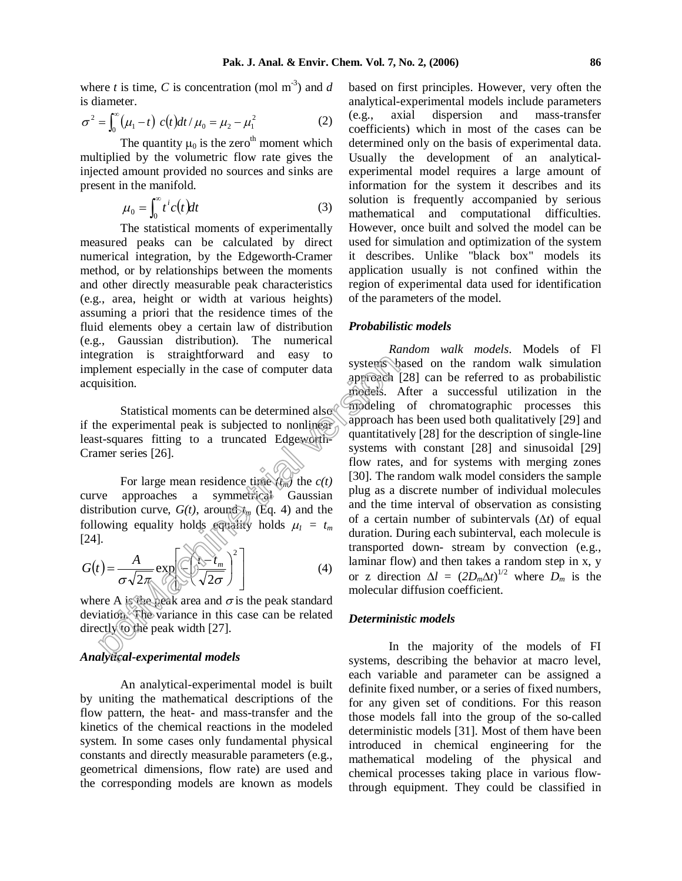where $t$ is time, $C$ is concentration (mol m$^{-3}$) and $d$ is diameter.

$$\sigma^2 = \int_0^\infty (\mu_1 - t)\ c(t)dt / \mu_0 = \mu_2 - \mu_1^2 \tag{2}$$

The quantity $\mu_0$ is the zero$^{th}$ moment which multiplied by the volumetric flow rate gives the injected amount provided no sources and sinks are present in the manifold.

$$\mu_0 = \int_0^\infty t^i c(t)dt \tag{3}$$

The statistical moments of experimentally measured peaks can be calculated by direct numerical integration, by the Edgeworth-Cramer method, or by relationships between the moments and other directly measurable peak characteristics (e.g., area, height or width at various heights) assuming a priori that the residence times of the fluid elements obey a certain law of distribution (e.g., Gaussian distribution). The numerical integration is straightforward and easy to implement especially in the case of computer data acquisition.

Statistical moments can be determined also if the experimental peak is subjected to nonlinear least-squares fitting to a truncated Edgeworth-Cramer series [26].

For large mean residence time ($t_m$) the $c(t)$ curve approaches a symmetrical Gaussian distribution curve, $G(t)$, around $t_m$ (Eq. 4) and the following equality holds equality holds $\mu_1 = t_m$ [24].

$$G(t) = \frac{A}{\sigma\sqrt{2\pi}} \exp\left[-\left(\frac{t - t_m}{\sqrt{2}\sigma}\right)^2\right] \tag{4}$$

where A is the peak area and $\sigma$ is the peak standard deviation. The variance in this case can be related directly to the peak width [27].

### *Analytical-experimental models*

An analytical-experimental model is built by uniting the mathematical descriptions of the flow pattern, the heat- and mass-transfer and the kinetics of the chemical reactions in the modeled system. In some cases only fundamental physical constants and directly measurable parameters (e.g., geometrical dimensions, flow rate) are used and the corresponding models are known as models based on first principles. However, very often the analytical-experimental models include parameters (e.g., axial dispersion and mass-transfer coefficients) which in most of the cases can be determined only on the basis of experimental data. Usually the development of an analytical-experimental model requires a large amount of information for the system it describes and its solution is frequently accompanied by serious mathematical and computational difficulties. However, once built and solved the model can be used for simulation and optimization of the system it describes. Unlike "black box" models its application usually is not confined within the region of experimental data used for identification of the parameters of the model.

### *Probabilistic models*

*Random walk models*. Models of FI systems based on the random walk simulation approach [28] can be referred to as probabilistic models. After a successful utilization in the modeling of chromatographic processes this approach has been used both qualitatively [29] and quantitatively [28] for the description of single-line systems with constant [28] and sinusoidal [29] flow rates, and for systems with merging zones [30]. The random walk model considers the sample plug as a discrete number of individual molecules and the time interval of observation as consisting of a certain number of subintervals ($\Delta t$) of equal duration. During each subinterval, each molecule is transported down- stream by convection (e.g., laminar flow) and then takes a random step in x, y or z direction $\Delta l = (2D_m\Delta t)^{1/2}$ where $D_m$ is the molecular diffusion coefficient.

### *Deterministic models*

In the majority of the models of FI systems, describing the behavior at macro level, each variable and parameter can be assigned a definite fixed number, or a series of fixed numbers, for any given set of conditions. For this reason those models fall into the group of the so-called deterministic models [31]. Most of them have been introduced in chemical engineering for the mathematical modeling of the physical and chemical processes taking place in various flow-through equipment. They could be classified in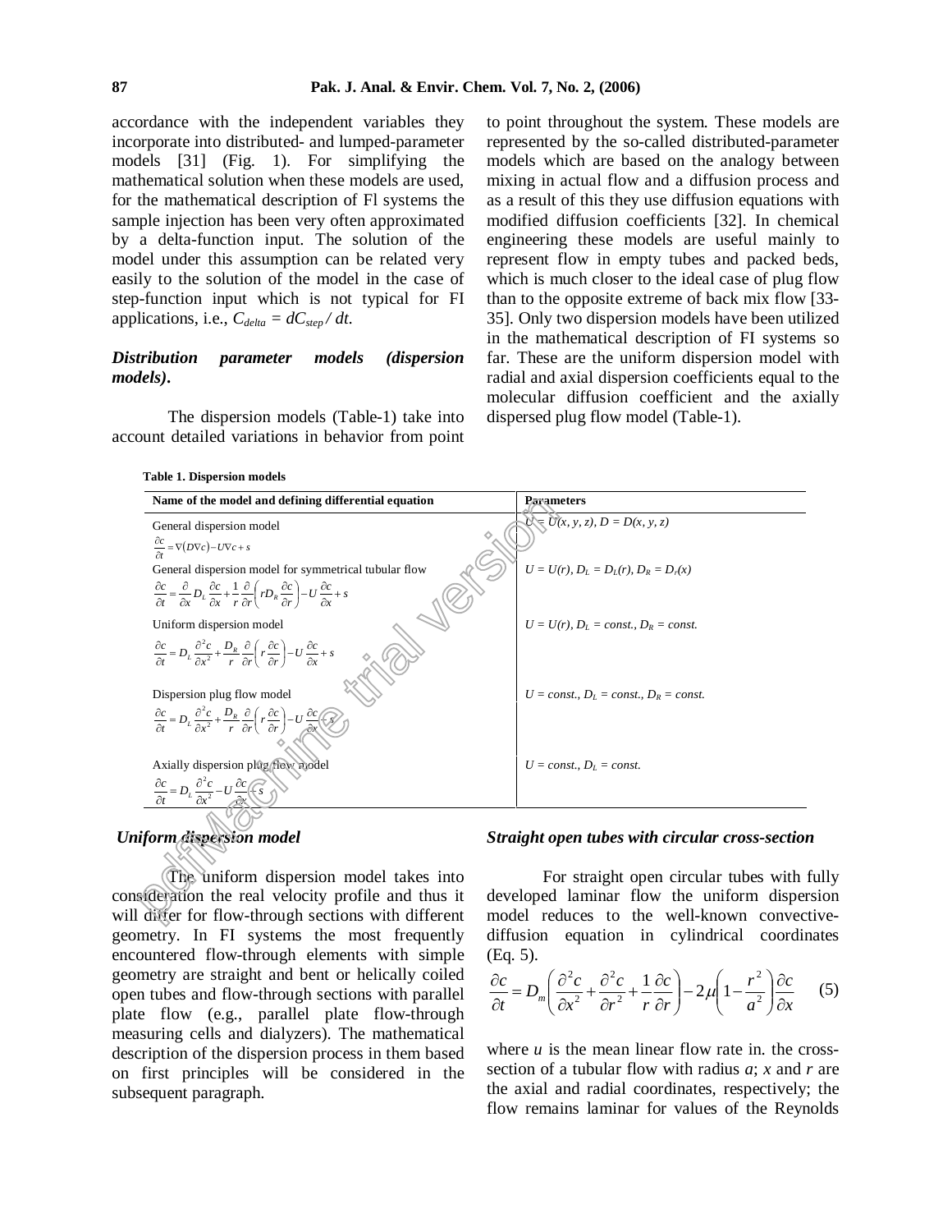accordance with the independent variables they incorporate into distributed- and lumped-parameter models [31] (Fig. 1). For simplifying the mathematical solution when these models are used, for the mathematical description of Fl systems the sample injection has been very often approximated by a delta-function input. The solution of the model under this assumption can be related very easily to the solution of the model in the case of step-function input which is not typical for FI applications, i.e., $C_{delta} = dC_{step} / dt$.

### *Distribution parameter models (dispersion models).*

The dispersion models (Table-1) take into account detailed variations in behavior from point to point throughout the system. These models are represented by the so-called distributed-parameter models which are based on the analogy between mixing in actual flow and a diffusion process and as a result of this they use diffusion equations with modified diffusion coefficients [32]. In chemical engineering these models are useful mainly to represent flow in empty tubes and packed beds, which is much closer to the ideal case of plug flow than to the opposite extreme of back mix flow [33-35]. Only two dispersion models have been utilized in the mathematical description of FI systems so far. These are the uniform dispersion model with radial and axial dispersion coefficients equal to the molecular diffusion coefficient and the axially dispersed plug flow model (Table-1).

**Table 1. Dispersion models**

| Name of the model and defining differential equation | Parameters |
|---|---|
| General dispersion model $\frac{\partial c}{\partial t} = \nabla(D\nabla c) - U\nabla c + s$ | $U = U(x, y, z), D = D(x, y, z)$ |
| General dispersion model for symmetrical tubular flow $\frac{\partial c}{\partial t} = \frac{\partial}{\partial x} D_L \frac{\partial c}{\partial x} + \frac{1}{r}\frac{\partial}{\partial r}\left(rD_R \frac{\partial c}{\partial r}\right) - U\frac{\partial c}{\partial x} + s$ | $U = U(r), D_L = D_L(r), D_R = D_r(x)$ |
| Uniform dispersion model $\frac{\partial c}{\partial t} = D_L \frac{\partial^2 c}{\partial x^2} + \frac{D_R}{r}\frac{\partial}{\partial r}\left(r\frac{\partial c}{\partial r}\right) - U\frac{\partial c}{\partial x} + s$ | $U = U(r), D_L = const., D_R = const.$ |
| Dispersion plug flow model $\frac{\partial c}{\partial t} = D_L \frac{\partial^2 c}{\partial x^2} + \frac{D_R}{r}\frac{\partial}{\partial r}\left(r\frac{\partial c}{\partial r}\right) - U\frac{\partial c}{\partial x} + s$ | $U = const., D_L = const., D_R = const.$ |
| Axially dispersion plug flow model $\frac{\partial c}{\partial t} = D_L \frac{\partial^2 c}{\partial x^2} - U\frac{\partial c}{\partial x} + s$ | $U = const., D_L = const.$ |

### *Uniform dispersion model*

The uniform dispersion model takes into consideration the real velocity profile and thus it will differ for flow-through sections with different geometry. In FI systems the most frequently encountered flow-through elements with simple geometry are straight and bent or helically coiled open tubes and flow-through sections with parallel plate flow (e.g., parallel plate flow-through measuring cells and dialyzers). The mathematical description of the dispersion process in them based on first principles will be considered in the subsequent paragraph.

### *Straight open tubes with circular cross-section*

For straight open circular tubes with fully developed laminar flow the uniform dispersion model reduces to the well-known convective-diffusion equation in cylindrical coordinates (Eq. 5).

$$\frac{\partial c}{\partial t} = D_m\left(\frac{\partial^2 c}{\partial x^2} + \frac{\partial^2 c}{\partial r^2} + \frac{1}{r}\frac{\partial c}{\partial r}\right) - 2\mu\left(1 - \frac{r^2}{a^2}\right)\frac{\partial c}{\partial x} \qquad (5)$$

where $u$ is the mean linear flow rate in. the cross-section of a tubular flow with radius $a$; $x$ and $r$ are the axial and radial coordinates, respectively; the flow remains laminar for values of the Reynolds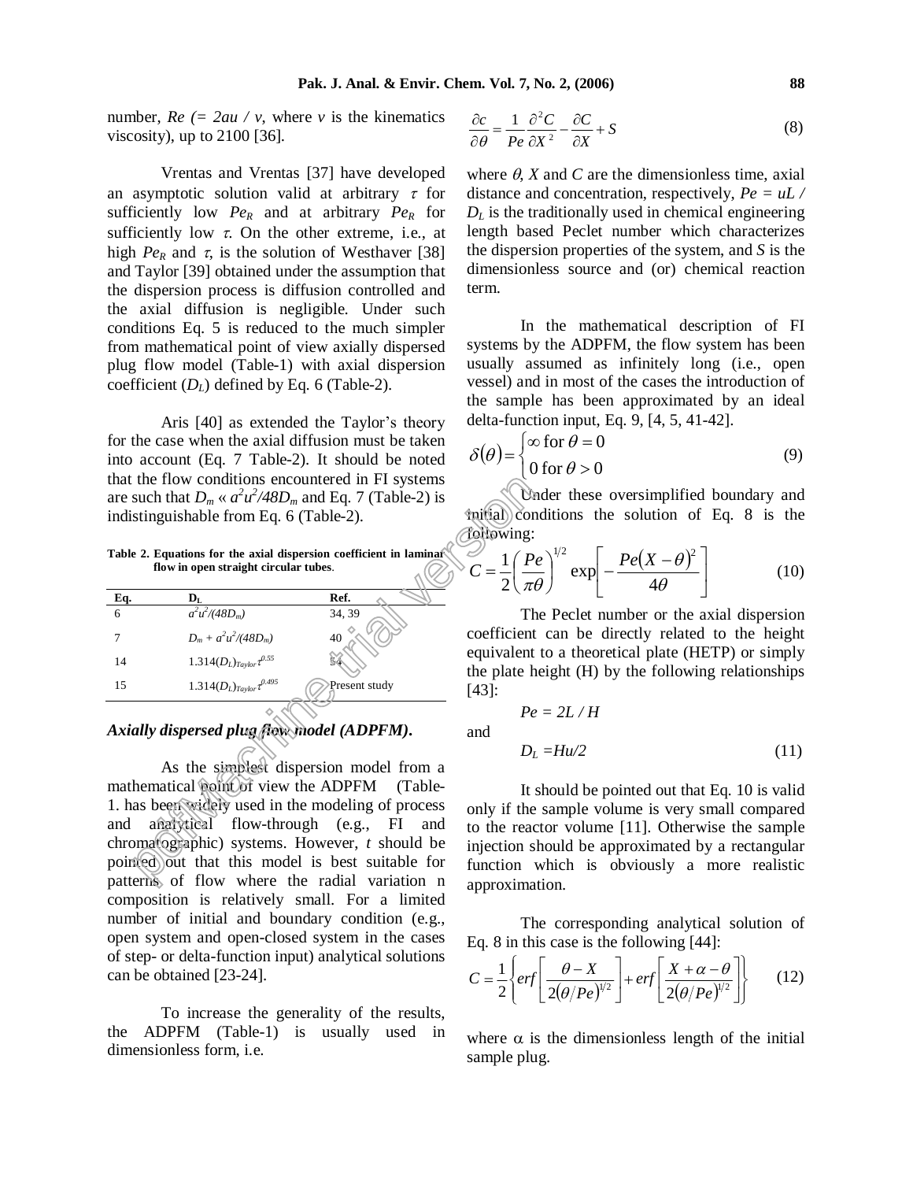number, $Re$ (= $2au / v$, where $v$ is the kinematics viscosity), up to 2100 [36].

Vrentas and Vrentas [37] have developed an asymptotic solution valid at arbitrary $\tau$ for sufficiently low $Pe_R$ and at arbitrary $Pe_R$ for sufficiently low $\tau$. On the other extreme, i.e., at high $Pe_R$ and $\tau$, is the solution of Westhaver [38] and Taylor [39] obtained under the assumption that the dispersion process is diffusion controlled and the axial diffusion is negligible. Under such conditions Eq. 5 is reduced to the much simpler from mathematical point of view axially dispersed plug flow model (Table-1) with axial dispersion coefficient ($D_L$) defined by Eq. 6 (Table-2).

Aris [40] as extended the Taylor's theory for the case when the axial diffusion must be taken into account (Eq. 7 Table-2). It should be noted that the flow conditions encountered in FI systems are such that $D_m \ll a^2u^2/48D_m$ and Eq. 7 (Table-2) is indistinguishable from Eq. 6 (Table-2).

**Table 2. Equations for the axial dispersion coefficient in laminar flow in open straight circular tubes.**

| Eq. | $D_L$ | Ref. |
|---|---|---|
| 6 | $a^2u^2/(48D_m)$ | 34, 39 |
| 7 | $D_m + a^2u^2/(48D_m)$ | 40 |
| 14 | $1.314(D_L)_{Taylor}\tau^{0.55}$ | 54 |
| 15 | $1.314(D_L)_{Taylor}\tau^{0.495}$ | Present study |

### *Axially dispersed plug flow model (ADPFM).*

As the simplest dispersion model from a mathematical point of view the ADPFM (Table-1. has been widely used in the modeling of process and analytical flow-through (e.g., FI and chromatographic) systems. However, t should be pointed out that this model is best suitable for patterns of flow where the radial variation n composition is relatively small. For a limited number of initial and boundary condition (e.g., open system and open-closed system in the cases of step- or delta-function input) analytical solutions can be obtained [23-24].

To increase the generality of the results, the ADPFM (Table-1) is usually used in dimensionless form, i.e.

$$\frac{\partial c}{\partial \theta} = \frac{1}{Pe}\frac{\partial^2 C}{\partial X^2} - \frac{\partial C}{\partial X} + S \tag{8}$$

where $\theta$, $X$ and $C$ are the dimensionless time, axial distance and concentration, respectively, $Pe = uL / D_L$ is the traditionally used in chemical engineering length based Peclet number which characterizes the dispersion properties of the system, and $S$ is the dimensionless source and (or) chemical reaction term.

In the mathematical description of FI systems by the ADPFM, the flow system has been usually assumed as infinitely long (i.e., open vessel) and in most of the cases the introduction of the sample has been approximated by an ideal delta-function input, Eq. 9, [4, 5, 41-42].

$$\delta(\theta) = \begin{cases} \infty \text{ for } \theta = 0 \\ 0 \text{ for } \theta > 0 \end{cases} \tag{9}$$

Under these oversimplified boundary and initial conditions the solution of Eq. 8 is the following:

$$C = \frac{1}{2}\left(\frac{Pe}{\pi\theta}\right)^{1/2} \exp\left[-\frac{Pe(X-\theta)^2}{4\theta}\right] \tag{10}$$

The Peclet number or the axial dispersion coefficient can be directly related to the height equivalent to a theoretical plate (HETP) or simply the plate height (H) by the following relationships [43]:

$$Pe = 2L / H$$

and

$$D_L = Hu/2 \tag{11}$$

It should be pointed out that Eq. 10 is valid only if the sample volume is very small compared to the reactor volume [11]. Otherwise the sample injection should be approximated by a rectangular function which is obviously a more realistic approximation.

The corresponding analytical solution of Eq. 8 in this case is the following [44]:

$$C = \frac{1}{2}\left\{erf\left[\frac{\theta - X}{2(\theta/Pe)^{1/2}}\right] + erf\left[\frac{X + \alpha - \theta}{2(\theta/Pe)^{1/2}}\right]\right\} \tag{12}$$

where $\alpha$ is the dimensionless length of the initial sample plug.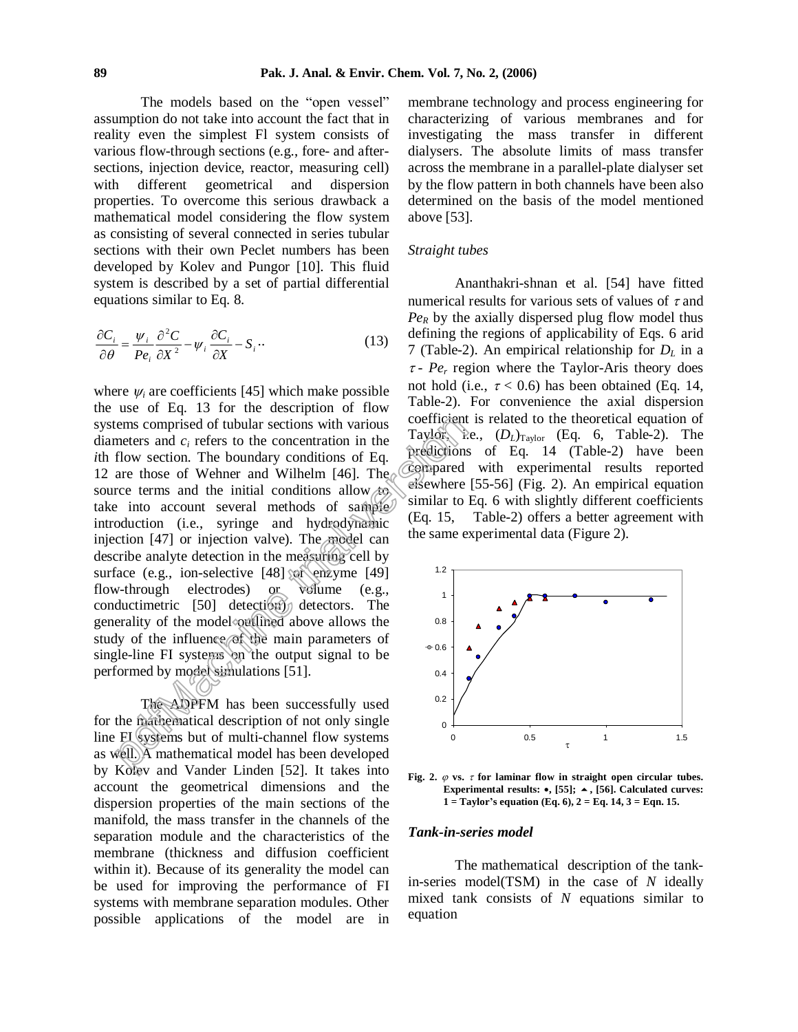The models based on the "open vessel" assumption do not take into account the fact that in reality even the simplest Fl system consists of various flow-through sections (e.g., fore- and after-sections, injection device, reactor, measuring cell) with different geometrical and dispersion properties. To overcome this serious drawback a mathematical model considering the flow system as consisting of several connected in series tubular sections with their own Peclet numbers has been developed by Kolev and Pungor [10]. This fluid system is described by a set of partial differential equations similar to Eq. 8.

$$\frac{\partial C_i}{\partial \theta} = \frac{\psi_i}{Pe_i}\frac{\partial^2 C}{\partial X^2} - \psi_i \frac{\partial C_i}{\partial X} - S_i \cdot\cdot \tag{13}$$

where $\psi_i$ are coefficients [45] which make possible the use of Eq. 13 for the description of flow systems comprised of tubular sections with various diameters and $c_i$ refers to the concentration in the $i$th flow section. The boundary conditions of Eq. 12 are those of Wehner and Wilhelm [46]. The source terms and the initial conditions allow to take into account several methods of sample introduction (i.e., syringe and hydrodynamic injection [47] or injection valve). The model can describe analyte detection in the measuring cell by surface (e.g., ion-selective [48] or enzyme [49] flow-through electrodes) or volume (e.g., conductimetric [50] detection) detectors. The generality of the model outlined above allows the study of the influence of the main parameters of single-line FI systems on the output signal to be performed by model simulations [51].

The ADPFM has been successfully used for the mathematical description of not only single line FI systems but of multi-channel flow systems as well. A mathematical model has been developed by Kolev and Vander Linden [52]. It takes into account the geometrical dimensions and the dispersion properties of the main sections of the manifold, the mass transfer in the channels of the separation module and the characteristics of the membrane (thickness and diffusion coefficient within it). Because of its generality the model can be used for improving the performance of FI systems with membrane separation modules. Other possible applications of the model are in membrane technology and process engineering for characterizing of various membranes and for investigating the mass transfer in different dialysers. The absolute limits of mass transfer across the membrane in a parallel-plate dialyser set by the flow pattern in both channels have been also determined on the basis of the model mentioned above [53].

*Straight tubes*

Ananthakri-shnan et al. [54] have fitted numerical results for various sets of values of $\tau$ and $Pe_R$ by the axially dispersed plug flow model thus defining the regions of applicability of Eqs. 6 arid 7 (Table-2). An empirical relationship for $D_L$ in a $\tau$ - $Pe_r$ region where the Taylor-Aris theory does not hold (i.e., $\tau < 0.6$) has been obtained (Eq. 14, Table-2). For convenience the axial dispersion coefficient is related to the theoretical equation of Taylor, i.e., $(D_L)_{\text{Taylor}}$ (Eq. 6, Table-2). The predictions of Eq. 14 (Table-2) have been compared with experimental results reported elsewhere [55-56] (Fig. 2). An empirical equation similar to Eq. 6 with slightly different coefficients (Eq. 15, Table-2) offers a better agreement with the same experimental data (Figure 2).

1.2
1
0.8
φ 0.6
0.4
0.2
0
0
0.5
1
1.5
τ

**Fig. 2.** $\varphi$ **vs.** $\tau$ **for laminar flow in straight open circular tubes. Experimental results: •, [55]; ▲, [56]. Calculated curves: 1 = Taylor's equation (Eq. 6), 2 = Eq. 14, 3 = Eqn. 15.**

### *Tank-in-series model*

The mathematical description of the tank-in-series model(TSM) in the case of $N$ ideally mixed tank consists of $N$ equations similar to equation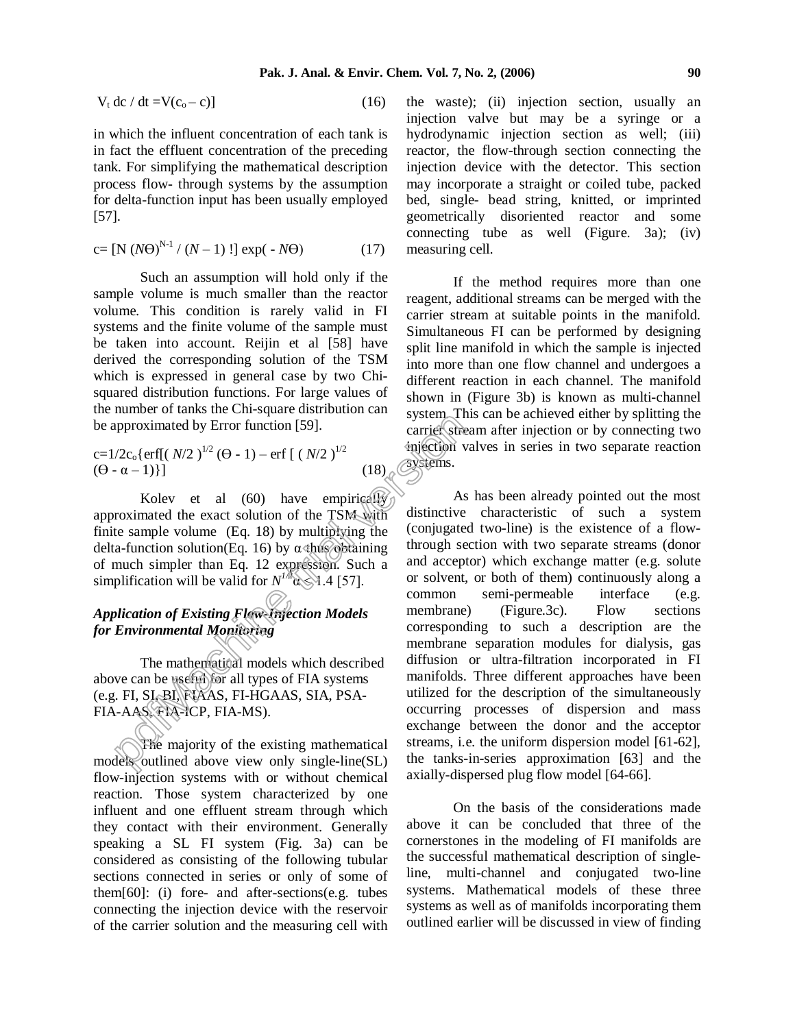$$V_t \, dc / dt = V(c_o - c)] \quad (16)$$

in which the influent concentration of each tank is in fact the effluent concentration of the preceding tank. For simplifying the mathematical description process flow- through systems by the assumption for delta-function input has been usually employed [57].

$$c = [N \, (N\Theta)^{N-1} / (N-1)\,!] \exp(-N\Theta) \quad (17)$$

Such an assumption will hold only if the sample volume is much smaller than the reactor volume. This condition is rarely valid in FI systems and the finite volume of the sample must be taken into account. Reijin et al [58] have derived the corresponding solution of the TSM which is expressed in general case by two Chi-squared distribution functions. For large values of the number of tanks the Chi-square distribution can be approximated by Error function [59].

$$c = 1/2c_o\{\text{erf}[(N/2)^{1/2} (\Theta - 1) - \text{erf}[(N/2)^{1/2} (\Theta - \alpha - 1)\}] \quad (18)$$

Kolev et al (60) have empirically approximated the exact solution of the TSM with finite sample volume (Eq. 18) by multiplying the delta-function solution(Eq. 16) by α thus obtaining of much simpler than Eq. 12 expression. Such a simplification will be valid for $N^{1/2}\alpha < 1.4$ [57].

***Application of Existing Flow-Injection Models for Environmental Monitoring***

The mathematical models which described above can be useful for all types of FIA systems (e.g. FI, SI, BI, FIAAS, FI-HGAAS, SIA, PSA-FIA-AAS, FIA-ICP, FIA-MS).

The majority of the existing mathematical models outlined above view only single-line(SL) flow-injection systems with or without chemical reaction. Those system characterized by one influent and one effluent stream through which they contact with their environment. Generally speaking a SL FI system (Fig. 3a) can be considered as consisting of the following tubular sections connected in series or only of some of them[60]: (i) fore- and after-sections(e.g. tubes connecting the injection device with the reservoir of the carrier solution and the measuring cell with the waste); (ii) injection section, usually an injection valve but may be a syringe or a hydrodynamic injection section as well; (iii) reactor, the flow-through section connecting the injection device with the detector. This section may incorporate a straight or coiled tube, packed bed, single- bead string, knitted, or imprinted geometrically disoriented reactor and some connecting tube as well (Figure. 3a); (iv) measuring cell.

If the method requires more than one reagent, additional streams can be merged with the carrier stream at suitable points in the manifold. Simultaneous FI can be performed by designing split line manifold in which the sample is injected into more than one flow channel and undergoes a different reaction in each channel. The manifold shown in (Figure 3b) is known as multi-channel system. This can be achieved either by splitting the carrier stream after injection or by connecting two injection valves in series in two separate reaction systems.

As has been already pointed out the most distinctive characteristic of such a system (conjugated two-line) is the existence of a flow-through section with two separate streams (donor and acceptor) which exchange matter (e.g. solute or solvent, or both of them) continuously along a common semi-permeable interface (e.g. membrane) (Figure.3c). Flow sections corresponding to such a description are the membrane separation modules for dialysis, gas diffusion or ultra-filtration incorporated in FI manifolds. Three different approaches have been utilized for the description of the simultaneously occurring processes of dispersion and mass exchange between the donor and the acceptor streams, i.e. the uniform dispersion model [61-62], the tanks-in-series approximation [63] and the axially-dispersed plug flow model [64-66].

On the basis of the considerations made above it can be concluded that three of the cornerstones in the modeling of FI manifolds are the successful mathematical description of single-line, multi-channel and conjugated two-line systems. Mathematical models of these three systems as well as of manifolds incorporating them outlined earlier will be discussed in view of finding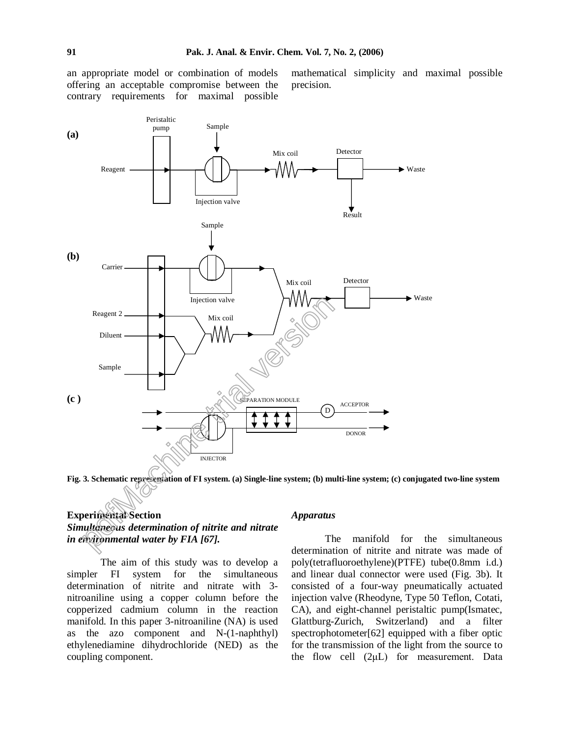an appropriate model or combination of models offering an acceptable compromise between the contrary requirements for maximal possible mathematical simplicity and maximal possible precision.

(a)

Peristaltic pump

Sample

Reagent

Injection valve

Mix coil

Detector

Waste

Result

(b)

Sample

Carrier

Injection valve

Mix coil

Detector

Waste

Reagent 2

Mix coil

Diluent

Sample

(c )

SEPARATION MODULE

D

ACCEPTOR

DONOR

INJECTOR

**Fig. 3. Schematic representation of FI system. (a) Single-line system; (b) multi-line system; (c) conjugated two-line system**

## Experimental Section

### *Simultaneous determination of nitrite and nitrate in environmental water by FIA [67].*

The aim of this study was to develop a simpler FI system for the simultaneous determination of nitrite and nitrate with 3-nitroaniline using a copper column before the copperized cadmium column in the reaction manifold. In this paper 3-nitroaniline (NA) is used as the azo component and N-(1-naphthyl) ethylenediamine dihydrochloride (NED) as the coupling component.

### *Apparatus*

The manifold for the simultaneous determination of nitrite and nitrate was made of poly(tetrafluoroethylene)(PTFE) tube(0.8mm i.d.) and linear dual connector were used (Fig. 3b). It consisted of a four-way pneumatically actuated injection valve (Rheodyne, Type 50 Teflon, Cotati, CA), and eight-channel peristaltic pump(Ismatec, Glattburg-Zurich, Switzerland) and a filter spectrophotometer[62] equipped with a fiber optic for the transmission of the light from the source to the flow cell (2μL) for measurement. Data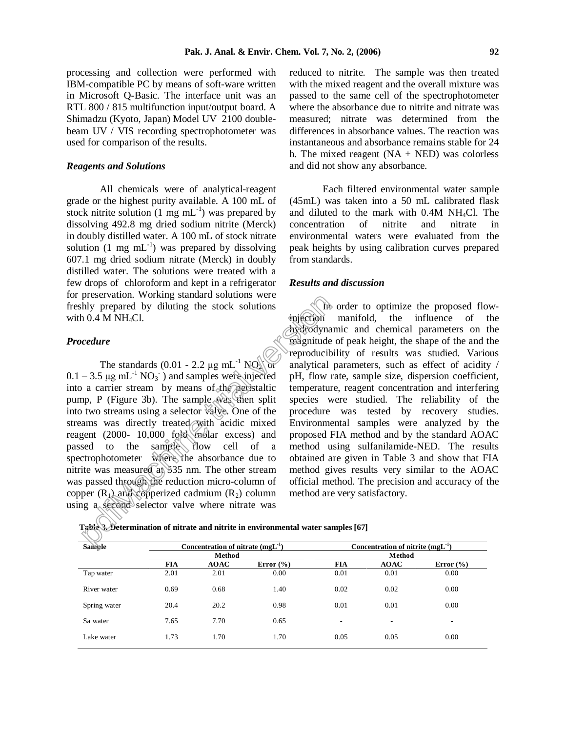processing and collection were performed with IBM-compatible PC by means of soft-ware written in Microsoft Q-Basic. The interface unit was an RTL 800 / 815 multifunction input/output board. A Shimadzu (Kyoto, Japan) Model UV 2100 double-beam UV / VIS recording spectrophotometer was used for comparison of the results.

### *Reagents and Solutions*

All chemicals were of analytical-reagent grade or the highest purity available. A 100 mL of stock nitrite solution (1 mg $mL^{-1}$) was prepared by dissolving 492.8 mg dried sodium nitrite (Merck) in doubly distilled water. A 100 mL of stock nitrate solution (1 mg $mL^{-1}$) was prepared by dissolving 607.1 mg dried sodium nitrate (Merck) in doubly distilled water. The solutions were treated with a few drops of chloroform and kept in a refrigerator for preservation. Working standard solutions were freshly prepared by diluting the stock solutions with 0.4 M $NH_4Cl$.

### *Procedure*

The standards (0.01 - 2.2 μg $mL^{-1}$ $NO_2^-$ or 0.1 – 3.5 μg $mL^{-1}$ $NO_3^-$ ) and samples were injected into a carrier stream by means of the peristaltic pump, P (Figure 3b). The sample was then split into two streams using a selector valve. One of the streams was directly treated with acidic mixed reagent (2000- 10,000 fold molar excess) and passed to the sample flow cell of a spectrophotometer where the absorbance due to nitrite was measured at 535 nm. The other stream was passed through the reduction micro-column of copper ($R_1$) and copperized cadmium ($R_2$) column using a second selector valve where nitrate was reduced to nitrite. The sample was then treated with the mixed reagent and the overall mixture was passed to the same cell of the spectrophotometer where the absorbance due to nitrite and nitrate was measured; nitrate was determined from the differences in absorbance values. The reaction was instantaneous and absorbance remains stable for 24 h. The mixed reagent (NA + NED) was colorless and did not show any absorbance.

Each filtered environmental water sample (45mL) was taken into a 50 mL calibrated flask and diluted to the mark with 0.4M $NH_4Cl$. The concentration of nitrite and nitrate in environmental waters were evaluated from the peak heights by using calibration curves prepared from standards.

### *Results and discussion*

In order to optimize the proposed flow-injection manifold, the influence of the hydrodynamic and chemical parameters on the magnitude of peak height, the shape of the and the reproducibility of results was studied. Various analytical parameters, such as effect of acidity / pH, flow rate, sample size, dispersion coefficient, temperature, reagent concentration and interfering species were studied. The reliability of the procedure was tested by recovery studies. Environmental samples were analyzed by the proposed FIA method and by the standard AOAC method using sulfanilamide-NED. The results obtained are given in Table 3 and show that FIA method gives results very similar to the AOAC official method. The precision and accuracy of the method are very satisfactory.

**Table 3. Determination of nitrate and nitrite in environmental water samples [67]**

| Sample | Concentration of nitrate ($mgL^{-1}$) | | | Concentration of nitrite ($mgL^{-1}$) | | |
|---|---|---|---|---|---|---|
| | Method | | | Method | | |
| | FIA | AOAC | Error (%) | FIA | AOAC | Error (%) |
| Tap water | 2.01 | 2.01 | 0.00 | 0.01 | 0.01 | 0.00 |
| River water | 0.69 | 0.68 | 1.40 | 0.02 | 0.02 | 0.00 |
| Spring water | 20.4 | 20.2 | 0.98 | 0.01 | 0.01 | 0.00 |
| Sa water | 7.65 | 7.70 | 0.65 | - | - | - |
| Lake water | 1.73 | 1.70 | 1.70 | 0.05 | 0.05 | 0.00 |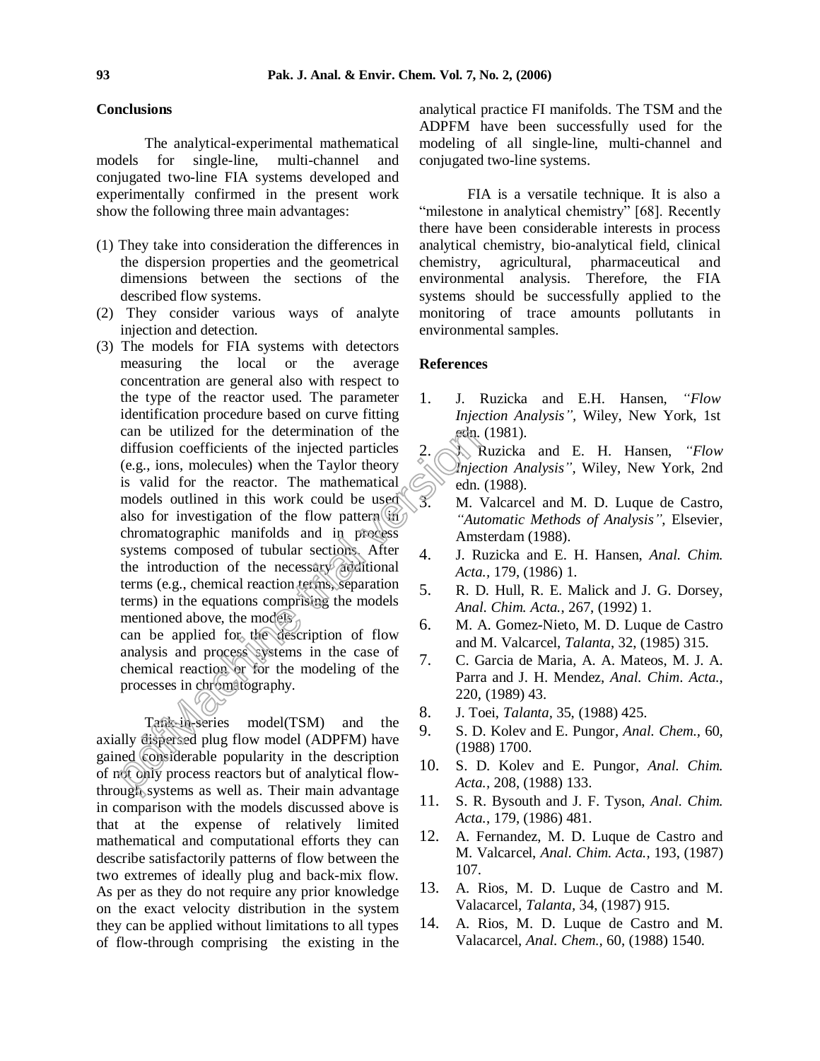## Conclusions

The analytical-experimental mathematical models for single-line, multi-channel and conjugated two-line FIA systems developed and experimentally confirmed in the present work show the following three main advantages:

(1) They take into consideration the differences in the dispersion properties and the geometrical dimensions between the sections of the described flow systems.

(2) They consider various ways of analyte injection and detection.

(3) The models for FIA systems with detectors measuring the local or the average concentration are general also with respect to the type of the reactor used. The parameter identification procedure based on curve fitting can be utilized for the determination of the diffusion coefficients of the injected particles (e.g., ions, molecules) when the Taylor theory is valid for the reactor. The mathematical models outlined in this work could be used also for investigation of the flow pattern in chromatographic manifolds and in process systems composed of tubular sections. After the introduction of the necessary additional terms (e.g., chemical reaction terms, separation terms) in the equations comprising the models mentioned above, the models can be applied for the description of flow analysis and process systems in the case of chemical reaction or for the modeling of the processes in chromatography.

Tank-in-series model(TSM) and the axially dispersed plug flow model (ADPFM) have gained considerable popularity in the description of not only process reactors but of analytical flow-through systems as well as. Their main advantage in comparison with the models discussed above is that at the expense of relatively limited mathematical and computational efforts they can describe satisfactorily patterns of flow between the two extremes of ideally plug and back-mix flow. As per as they do not require any prior knowledge on the exact velocity distribution in the system they can be applied without limitations to all types of flow-through comprising the existing in the analytical practice FI manifolds. The TSM and the ADPFM have been successfully used for the modeling of all single-line, multi-channel and conjugated two-line systems.

FIA is a versatile technique. It is also a "milestone in analytical chemistry" [68]. Recently there have been considerable interests in process analytical chemistry, bio-analytical field, clinical chemistry, agricultural, pharmaceutical and environmental analysis. Therefore, the FIA systems should be successfully applied to the monitoring of trace amounts pollutants in environmental samples.

## References

1. J. Ruzicka and E.H. Hansen, *"Flow Injection Analysis"*, Wiley, New York, 1st edn. (1981).
2. J. Ruzicka and E. H. Hansen, *"Flow Injection Analysis"*, Wiley, New York, 2nd edn. (1988).
3. M. Valcarcel and M. D. Luque de Castro, *"Automatic Methods of Analysis"*, Elsevier, Amsterdam (1988).
4. J. Ruzicka and E. H. Hansen, *Anal. Chim. Acta.*, 179, (1986) 1.
5. R. D. Hull, R. E. Malick and J. G. Dorsey, *Anal. Chim. Acta.*, 267, (1992) 1.
6. M. A. Gomez-Nieto, M. D. Luque de Castro and M. Valcarcel, *Talanta*, 32, (1985) 315.
7. C. Garcia de Maria, A. A. Mateos, M. J. A. Parra and J. H. Mendez, *Anal. Chim. Acta.*, 220, (1989) 43.
8. J. Toei, *Talanta*, 35, (1988) 425.
9. S. D. Kolev and E. Pungor, *Anal. Chem.*, 60, (1988) 1700.
10. S. D. Kolev and E. Pungor, *Anal. Chim. Acta.*, 208, (1988) 133.
11. S. R. Bysouth and J. F. Tyson, *Anal. Chim. Acta.*, 179, (1986) 481.
12. A. Fernandez, M. D. Luque de Castro and M. Valcarcel, *Anal. Chim. Acta.*, 193, (1987) 107.
13. A. Rios, M. D. Luque de Castro and M. Valacarcel, *Talanta*, 34, (1987) 915.
14. A. Rios, M. D. Luque de Castro and M. Valacarcel, *Anal. Chem.*, 60, (1988) 1540.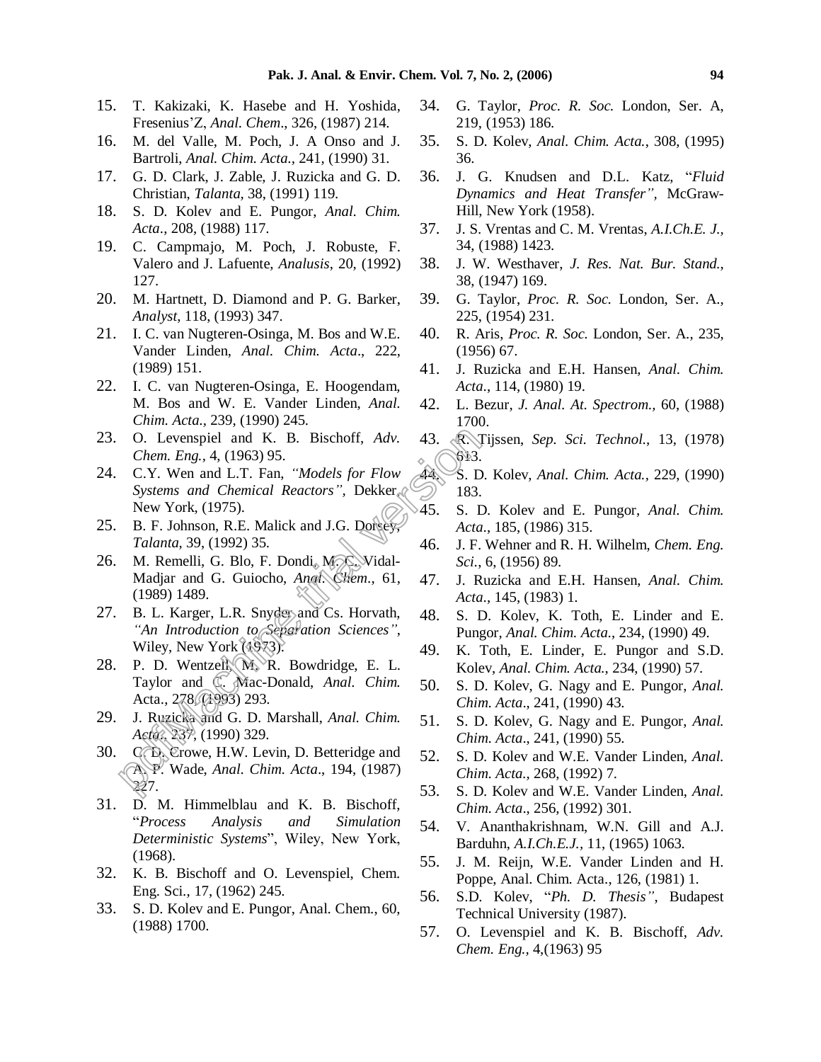15. T. Kakizaki, K. Hasebe and H. Yoshida, Fresenius'Z, *Anal. Chem*., 326, (1987) 214.
16. M. del Valle, M. Poch, J. A Onso and J. Bartroli, *Anal. Chim. Acta*., 241, (1990) 31.
17. G. D. Clark, J. Zable, J. Ruzicka and G. D. Christian, *Talanta*, 38, (1991) 119.
18. S. D. Kolev and E. Pungor, *Anal. Chim. Acta*., 208, (1988) 117.
19. C. Campmajo, M. Poch, J. Robuste, F. Valero and J. Lafuente, *Analusis*, 20, (1992) 127.
20. M. Hartnett, D. Diamond and P. G. Barker, *Analyst*, 118, (1993) 347.
21. I. C. van Nugteren-Osinga, M. Bos and W.E. Vander Linden, *Anal. Chim. Acta*., 222, (1989) 151.
22. I. C. van Nugteren-Osinga, E. Hoogendam, M. Bos and W. E. Vander Linden, *Anal. Chim. Acta.*, 239, (1990) 245.
23. O. Levenspiel and K. B. Bischoff, *Adv. Chem. Eng.*, 4, (1963) 95.
24. C.Y. Wen and L.T. Fan, *"Models for Flow Systems and Chemical Reactors"*, Dekker, New York, (1975).
25. B. F. Johnson, R.E. Malick and J.G. Dorsey, *Talanta*, 39, (1992) 35.
26. M. Remelli, G. Blo, F. Dondi, M. C. Vidal-Madjar and G. Guiocho, *Anal. Chem*., 61, (1989) 1489.
27. B. L. Karger, L.R. Snyder and Cs. Horvath, *"An Introduction to Separation Sciences"*, Wiley, New York (1973).
28. P. D. Wentzell, M. R. Bowdridge, E. L. Taylor and C. Mac-Donald, *Anal. Chim.* Acta., 278, (1993) 293.
29. J. Ruzicka and G. D. Marshall, *Anal. Chim. Acta.*, 237, (1990) 329.
30. C. D. Crowe, H.W. Levin, D. Betteridge and A. P. Wade, *Anal. Chim. Acta*., 194, (1987) 227.
31. D. M. Himmelblau and K. B. Bischoff, "*Process Analysis and Simulation Deterministic Systems*", Wiley, New York, (1968).
32. K. B. Bischoff and O. Levenspiel, Chem. Eng. Sci., 17, (1962) 245.
33. S. D. Kolev and E. Pungor, Anal. Chem., 60, (1988) 1700.
34. G. Taylor, *Proc. R. Soc.* London, Ser. A, 219, (1953) 186.
35. S. D. Kolev, *Anal. Chim. Acta.*, 308, (1995) 36.
36. J. G. Knudsen and D.L. Katz, "*Fluid Dynamics and Heat Transfer"*, McGraw-Hill, New York (1958).
37. J. S. Vrentas and C. M. Vrentas, *A.I.Ch.E. J.*, 34, (1988) 1423.
38. J. W. Westhaver, *J. Res. Nat. Bur. Stand.*, 38, (1947) 169.
39. G. Taylor, *Proc. R. Soc.* London, Ser. A., 225, (1954) 231.
40. R. Aris, *Proc. R. Soc.* London, Ser. A., 235, (1956) 67.
41. J. Ruzicka and E.H. Hansen, *Anal. Chim. Acta*., 114, (1980) 19.
42. L. Bezur, *J. Anal. At. Spectrom.*, 60, (1988) 1700.
43. R. Tijssen, *Sep. Sci. Technol.*, 13, (1978) 613.
44. S. D. Kolev, *Anal. Chim. Acta.*, 229, (1990) 183.
45. S. D. Kolev and E. Pungor, *Anal. Chim. Acta*., 185, (1986) 315.
46. J. F. Wehner and R. H. Wilhelm, *Chem. Eng. Sci.*, 6, (1956) 89.
47. J. Ruzicka and E.H. Hansen, *Anal. Chim. Acta*., 145, (1983) 1.
48. S. D. Kolev, K. Toth, E. Linder and E. Pungor, *Anal. Chim. Acta*., 234, (1990) 49.
49. K. Toth, E. Linder, E. Pungor and S.D. Kolev, *Anal. Chim. Acta.*, 234, (1990) 57.
50. S. D. Kolev, G. Nagy and E. Pungor, *Anal. Chim. Acta*., 241, (1990) 43.
51. S. D. Kolev, G. Nagy and E. Pungor, *Anal. Chim. Acta*., 241, (1990) 55.
52. S. D. Kolev and W.E. Vander Linden, *Anal. Chim. Acta.*, 268, (1992) 7.
53. S. D. Kolev and W.E. Vander Linden, *Anal. Chim. Acta*., 256, (1992) 301.
54. V. Ananthakrishnam, W.N. Gill and A.J. Barduhn, *A.I.Ch.E.J.*, 11, (1965) 1063.
55. J. M. Reijn, W.E. Vander Linden and H. Poppe, Anal. Chim. Acta., 126, (1981) 1.
56. S.D. Kolev, "*Ph. D. Thesis"*, Budapest Technical University (1987).
57. O. Levenspiel and K. B. Bischoff, *Adv. Chem. Eng.*, 4,(1963) 95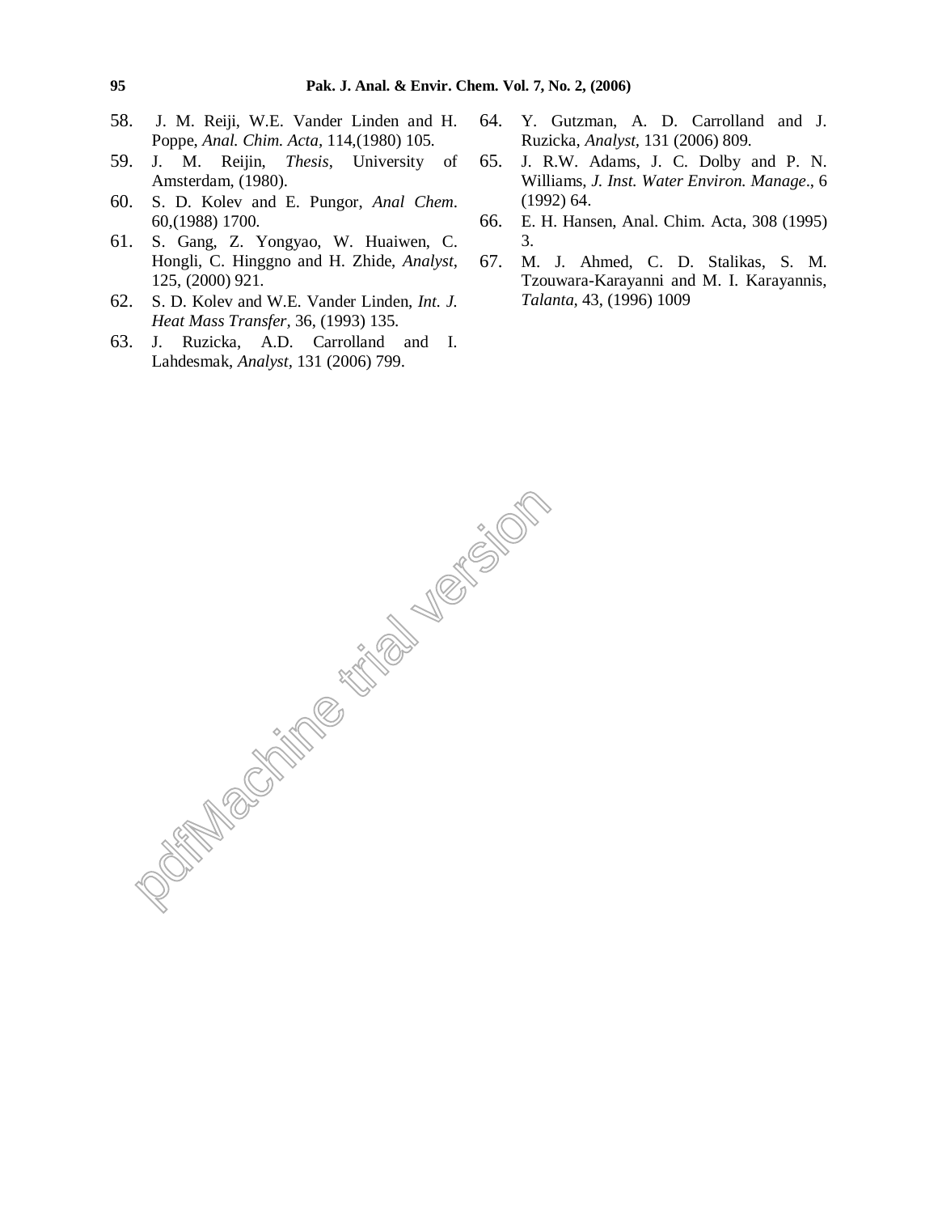58. J. M. Reiji, W.E. Vander Linden and H. Poppe, *Anal. Chim. Acta*, 114,(1980) 105.
59. J. M. Reijin, *Thesis*, University of Amsterdam, (1980).
60. S. D. Kolev and E. Pungor, *Anal Chem*. 60,(1988) 1700.
61. S. Gang, Z. Yongyao, W. Huaiwen, C. Hongli, C. Hinggno and H. Zhide, *Analyst*, 125, (2000) 921.
62. S. D. Kolev and W.E. Vander Linden, *Int. J. Heat Mass Transfer*, 36, (1993) 135.
63. J. Ruzicka, A.D. Carrolland and I. Lahdesmak, *Analyst*, 131 (2006) 799.
64. Y. Gutzman, A. D. Carrolland and J. Ruzicka, *Analyst*, 131 (2006) 809.
65. J. R.W. Adams, J. C. Dolby and P. N. Williams, *J. Inst. Water Environ. Manage*., 6 (1992) 64.
66. E. H. Hansen, Anal. Chim. Acta, 308 (1995) 3.
67. M. J. Ahmed, C. D. Stalikas, S. M. Tzouwara-Karayanni and M. I. Karayannis, *Talanta*, 43, (1996) 1009